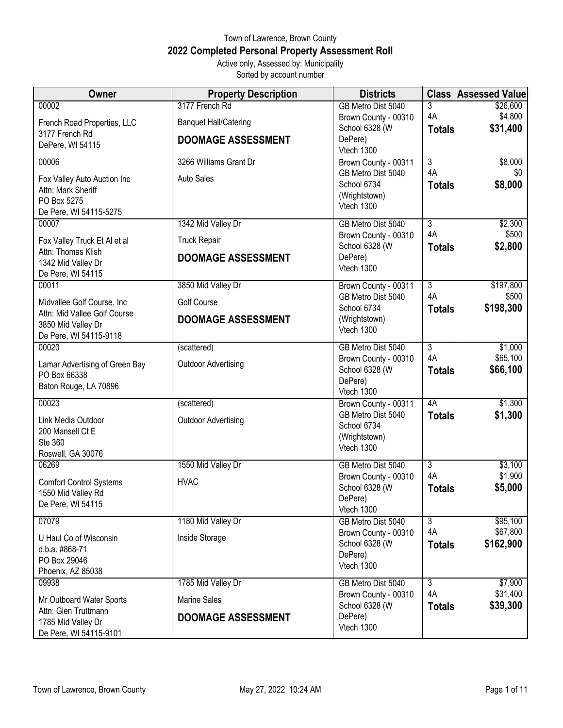Town of Lawrence, Brown County

# 2022 Completed Personal Property Assessment Roll

Active only, Assessed by: Municipality

Sorted by account number

| Owner | Property Description | Districts | Class | Assessed Value |
|---|---|---|---|---|
| 00002<br>French Road Properties, LLC<br>3177 French Rd<br>DePere, WI 54115 | 3177 French Rd<br>Banquet Hall/Catering<br>**DOOMAGE ASSESSMENT** | GB Metro Dist 5040<br>Brown County - 00310<br>School 6328 (W DePere)<br>Vtech 1300 | 3<br>4A<br>**Totals** | $26,600<br>$4,800<br>**$31,400** |
| 00006<br>Fox Valley Auto Auction Inc<br>Attn: Mark Sheriff<br>PO Box 5275<br>De Pere, WI 54115-5275 | 3266 Williams Grant Dr<br>Auto Sales | Brown County - 00311<br>GB Metro Dist 5040<br>School 6734 (Wrightstown)<br>Vtech 1300 | 3<br>4A<br>**Totals** | $8,000<br>$0<br>**$8,000** |
| 00007<br>Fox Valley Truck Et Al et al<br>Attn: Thomas Klish<br>1342 Mid Valley Dr<br>De Pere, WI 54115 | 1342 Mid Valley Dr<br>Truck Repair<br>**DOOMAGE ASSESSMENT** | GB Metro Dist 5040<br>Brown County - 00310<br>School 6328 (W DePere)<br>Vtech 1300 | 3<br>4A<br>**Totals** | $2,300<br>$500<br>**$2,800** |
| 00011<br>Midvallee Golf Course, Inc<br>Attn: Mid Vallee Golf Course<br>3850 Mid Valley Dr<br>De Pere, WI 54115-9118 | 3850 Mid Valley Dr<br>Golf Course<br>**DOOMAGE ASSESSMENT** | Brown County - 00311<br>GB Metro Dist 5040<br>School 6734 (Wrightstown)<br>Vtech 1300 | 3<br>4A<br>**Totals** | $197,800<br>$500<br>**$198,300** |
| 00020<br>Lamar Advertising of Green Bay<br>PO Box 66338<br>Baton Rouge, LA 70896 | (scattered)<br>Outdoor Advertising | GB Metro Dist 5040<br>Brown County - 00310<br>School 6328 (W DePere)<br>Vtech 1300 | 3<br>4A<br>**Totals** | $1,000<br>$65,100<br>**$66,100** |
| 00023<br>Link Media Outdoor<br>200 Mansell Ct E<br>Ste 360<br>Roswell, GA 30076 | (scattered)<br>Outdoor Advertising | Brown County - 00311<br>GB Metro Dist 5040<br>School 6734 (Wrightstown)<br>Vtech 1300 | 4A<br>**Totals** | $1,300<br>**$1,300** |
| 06269<br>Comfort Control Systems<br>1550 Mid Valley Rd<br>De Pere, WI 54115 | 1550 Mid Valley Dr<br>HVAC | GB Metro Dist 5040<br>Brown County - 00310<br>School 6328 (W DePere)<br>Vtech 1300 | 3<br>4A<br>**Totals** | $3,100<br>$1,900<br>**$5,000** |
| 07079<br>U Haul Co of Wisconsin<br>d.b.a. #868-71<br>PO Box 29046<br>Phoenix, AZ 85038 | 1180 Mid Valley Dr<br>Inside Storage | GB Metro Dist 5040<br>Brown County - 00310<br>School 6328 (W DePere)<br>Vtech 1300 | 3<br>4A<br>**Totals** | $95,100<br>$67,800<br>**$162,900** |
| 09938<br>Mr Outboard Water Sports<br>Attn: Glen Truttmann<br>1785 Mid Valley Dr<br>De Pere, WI 54115-9101 | 1785 Mid Valley Dr<br>Marine Sales<br>**DOOMAGE ASSESSMENT** | GB Metro Dist 5040<br>Brown County - 00310<br>School 6328 (W DePere)<br>Vtech 1300 | 3<br>4A<br>**Totals** | $7,900<br>$31,400<br>**$39,300** |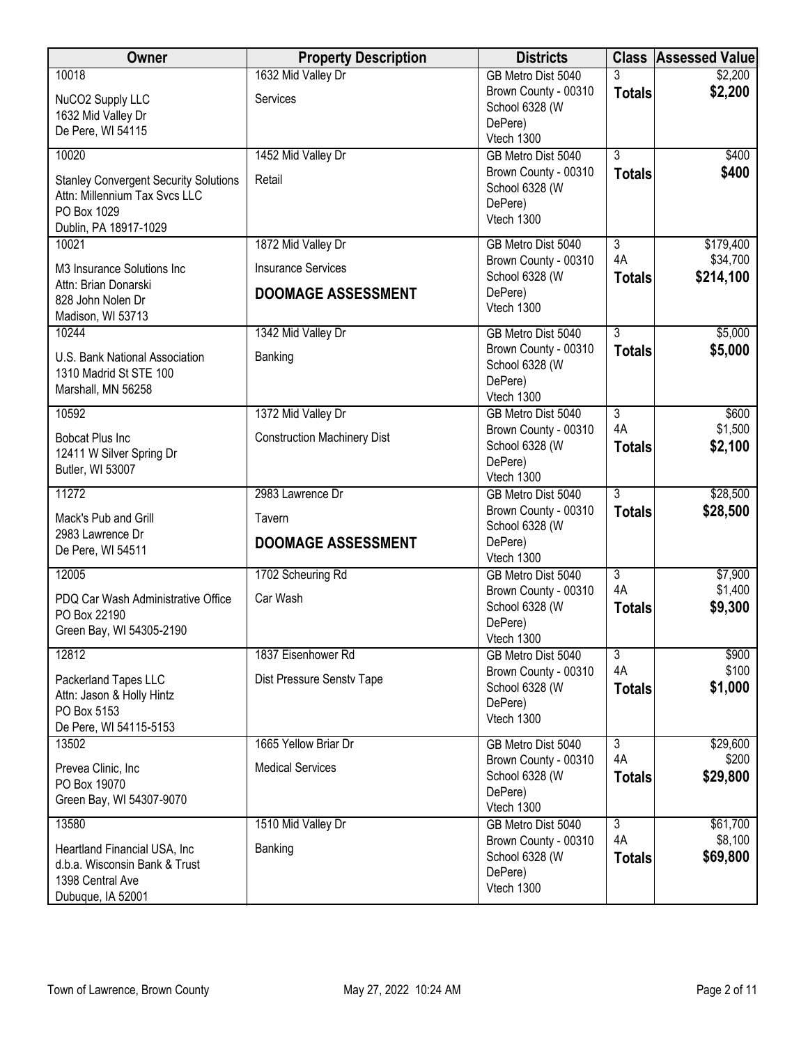| Owner | Property Description | Districts | Class | Assessed Value |
|---|---|---|---|---|
| 10018<br>NuCO2 Supply LLC<br>1632 Mid Valley Dr<br>De Pere, WI 54115 | 1632 Mid Valley Dr<br>Services | GB Metro Dist 5040<br>Brown County - 00310<br>School 6328 (W DePere)<br>Vtech 1300 | 3<br>**Totals** | $2,200<br>**$2,200** |
| 10020<br>Stanley Convergent Security Solutions<br>Attn: Millennium Tax Svcs LLC<br>PO Box 1029<br>Dublin, PA 18917-1029 | 1452 Mid Valley Dr<br>Retail | GB Metro Dist 5040<br>Brown County - 00310<br>School 6328 (W DePere)<br>Vtech 1300 | 3<br>**Totals** | $400<br>**$400** |
| 10021<br>M3 Insurance Solutions Inc<br>Attn: Brian Donarski<br>828 John Nolen Dr<br>Madison, WI 53713 | 1872 Mid Valley Dr<br>Insurance Services<br>**DOOMAGE ASSESSMENT** | GB Metro Dist 5040<br>Brown County - 00310<br>School 6328 (W DePere)<br>Vtech 1300 | 3<br>4A<br>**Totals** | $179,400<br>$34,700<br>**$214,100** |
| 10244<br>U.S. Bank National Association<br>1310 Madrid St STE 100<br>Marshall, MN 56258 | 1342 Mid Valley Dr<br>Banking | GB Metro Dist 5040<br>Brown County - 00310<br>School 6328 (W DePere)<br>Vtech 1300 | 3<br>**Totals** | $5,000<br>**$5,000** |
| 10592<br>Bobcat Plus Inc<br>12411 W Silver Spring Dr<br>Butler, WI 53007 | 1372 Mid Valley Dr<br>Construction Machinery Dist | GB Metro Dist 5040<br>Brown County - 00310<br>School 6328 (W DePere)<br>Vtech 1300 | 3<br>4A<br>**Totals** | $600<br>$1,500<br>**$2,100** |
| 11272<br>Mack's Pub and Grill<br>2983 Lawrence Dr<br>De Pere, WI 54511 | 2983 Lawrence Dr<br>Tavern<br>**DOOMAGE ASSESSMENT** | GB Metro Dist 5040<br>Brown County - 00310<br>School 6328 (W DePere)<br>Vtech 1300 | 3<br>**Totals** | $28,500<br>**$28,500** |
| 12005<br>PDQ Car Wash Administrative Office<br>PO Box 22190<br>Green Bay, WI 54305-2190 | 1702 Scheuring Rd<br>Car Wash | GB Metro Dist 5040<br>Brown County - 00310<br>School 6328 (W DePere)<br>Vtech 1300 | 3<br>4A<br>**Totals** | $7,900<br>$1,400<br>**$9,300** |
| 12812<br>Packerland Tapes LLC<br>Attn: Jason & Holly Hintz<br>PO Box 5153<br>De Pere, WI 54115-5153 | 1837 Eisenhower Rd<br>Dist Pressure Senstv Tape | GB Metro Dist 5040<br>Brown County - 00310<br>School 6328 (W DePere)<br>Vtech 1300 | 3<br>4A<br>**Totals** | $900<br>$100<br>**$1,000** |
| 13502<br>Prevea Clinic, Inc<br>PO Box 19070<br>Green Bay, WI 54307-9070 | 1665 Yellow Briar Dr<br>Medical Services | GB Metro Dist 5040<br>Brown County - 00310<br>School 6328 (W DePere)<br>Vtech 1300 | 3<br>4A<br>**Totals** | $29,600<br>$200<br>**$29,800** |
| 13580<br>Heartland Financial USA, Inc<br>d.b.a. Wisconsin Bank & Trust<br>1398 Central Ave<br>Dubuque, IA 52001 | 1510 Mid Valley Dr<br>Banking | GB Metro Dist 5040<br>Brown County - 00310<br>School 6328 (W DePere)<br>Vtech 1300 | 3<br>4A<br>**Totals** | $61,700<br>$8,100<br>**$69,800** |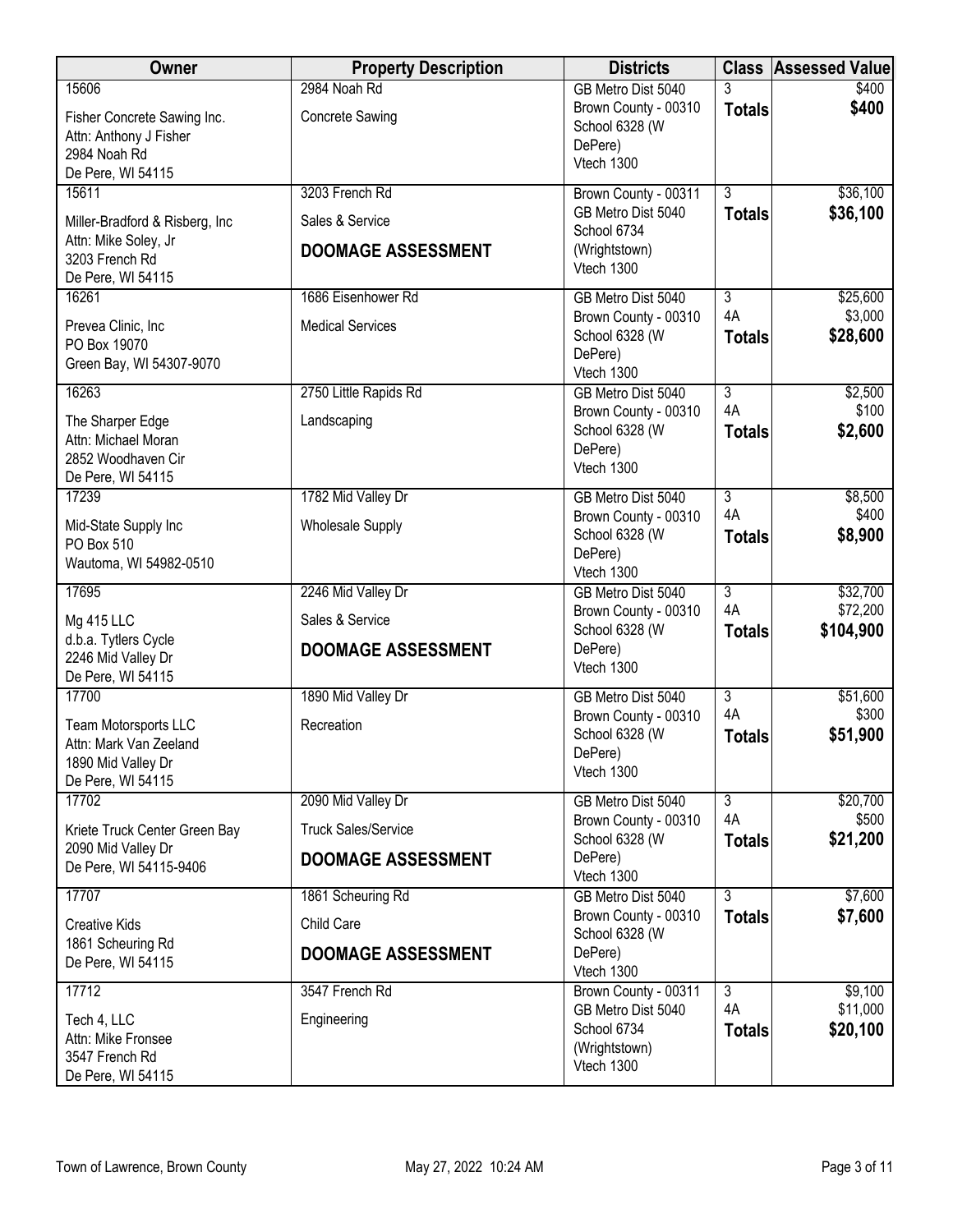| Owner | Property Description | Districts | Class | Assessed Value |
|---|---|---|---|---|
| 15606<br>Fisher Concrete Sawing Inc.<br>Attn: Anthony J Fisher<br>2984 Noah Rd<br>De Pere, WI 54115 | 2984 Noah Rd<br>Concrete Sawing | GB Metro Dist 5040<br>Brown County - 00310<br>School 6328 (W DePere)<br>Vtech 1300 | 3<br>**Totals** | $400<br>**$400** |
| 15611<br>Miller-Bradford & Risberg, Inc<br>Attn: Mike Soley, Jr<br>3203 French Rd<br>De Pere, WI 54115 | 3203 French Rd<br>Sales & Service<br>**DOOMAGE ASSESSMENT** | Brown County - 00311<br>GB Metro Dist 5040<br>School 6734 (Wrightstown)<br>Vtech 1300 | 3<br>**Totals** | $36,100<br>**$36,100** |
| 16261<br>Prevea Clinic, Inc<br>PO Box 19070<br>Green Bay, WI 54307-9070 | 1686 Eisenhower Rd<br>Medical Services | GB Metro Dist 5040<br>Brown County - 00310<br>School 6328 (W DePere)<br>Vtech 1300 | 3<br>4A<br>**Totals** | $25,600<br>$3,000<br>**$28,600** |
| 16263<br>The Sharper Edge<br>Attn: Michael Moran<br>2852 Woodhaven Cir<br>De Pere, WI 54115 | 2750 Little Rapids Rd<br>Landscaping | GB Metro Dist 5040<br>Brown County - 00310<br>School 6328 (W DePere)<br>Vtech 1300 | 3<br>4A<br>**Totals** | $2,500<br>$100<br>**$2,600** |
| 17239<br>Mid-State Supply Inc<br>PO Box 510<br>Wautoma, WI 54982-0510 | 1782 Mid Valley Dr<br>Wholesale Supply | GB Metro Dist 5040<br>Brown County - 00310<br>School 6328 (W DePere)<br>Vtech 1300 | 3<br>4A<br>**Totals** | $8,500<br>$400<br>**$8,900** |
| 17695<br>Mg 415 LLC<br>d.b.a. Tytlers Cycle<br>2246 Mid Valley Dr<br>De Pere, WI 54115 | 2246 Mid Valley Dr<br>Sales & Service<br>**DOOMAGE ASSESSMENT** | GB Metro Dist 5040<br>Brown County - 00310<br>School 6328 (W DePere)<br>Vtech 1300 | 3<br>4A<br>**Totals** | $32,700<br>$72,200<br>**$104,900** |
| 17700<br>Team Motorsports LLC<br>Attn: Mark Van Zeeland<br>1890 Mid Valley Dr<br>De Pere, WI 54115 | 1890 Mid Valley Dr<br>Recreation | GB Metro Dist 5040<br>Brown County - 00310<br>School 6328 (W DePere)<br>Vtech 1300 | 3<br>4A<br>**Totals** | $51,600<br>$300<br>**$51,900** |
| 17702<br>Kriete Truck Center Green Bay<br>2090 Mid Valley Dr<br>De Pere, WI 54115-9406 | 2090 Mid Valley Dr<br>Truck Sales/Service<br>**DOOMAGE ASSESSMENT** | GB Metro Dist 5040<br>Brown County - 00310<br>School 6328 (W DePere)<br>Vtech 1300 | 3<br>4A<br>**Totals** | $20,700<br>$500<br>**$21,200** |
| 17707<br>Creative Kids<br>1861 Scheuring Rd<br>De Pere, WI 54115 | 1861 Scheuring Rd<br>Child Care<br>**DOOMAGE ASSESSMENT** | GB Metro Dist 5040<br>Brown County - 00310<br>School 6328 (W DePere)<br>Vtech 1300 | 3<br>**Totals** | $7,600<br>**$7,600** |
| 17712<br>Tech 4, LLC<br>Attn: Mike Fronsee<br>3547 French Rd<br>De Pere, WI 54115 | 3547 French Rd<br>Engineering | Brown County - 00311<br>GB Metro Dist 5040<br>School 6734 (Wrightstown)<br>Vtech 1300 | 3<br>4A<br>**Totals** | $9,100<br>$11,000<br>**$20,100** |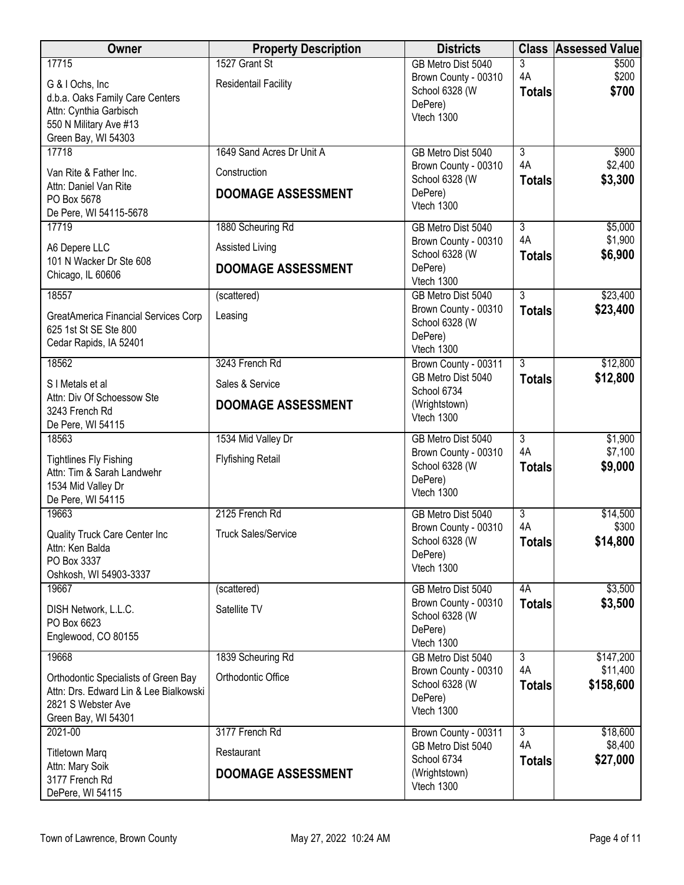| Owner | Property Description | Districts | Class | Assessed Value |
|---|---|---|---|---|
| 17715<br>G & I Ochs, Inc<br>d.b.a. Oaks Family Care Centers<br>Attn: Cynthia Garbisch<br>550 N Military Ave #13<br>Green Bay, WI 54303 | 1527 Grant St<br>Residentail Facility | GB Metro Dist 5040<br>Brown County - 00310<br>School 6328 (W DePere)<br>Vtech 1300 | 3<br>4A<br>**Totals** | $500<br>$200<br>**$700** |
| 17718<br>Van Rite & Father Inc.<br>Attn: Daniel Van Rite<br>PO Box 5678<br>De Pere, WI 54115-5678 | 1649 Sand Acres Dr Unit A<br>Construction<br>**DOOMAGE ASSESSMENT** | GB Metro Dist 5040<br>Brown County - 00310<br>School 6328 (W DePere)<br>Vtech 1300 | 3<br>4A<br>**Totals** | $900<br>$2,400<br>**$3,300** |
| 17719<br>A6 Depere LLC<br>101 N Wacker Dr Ste 608<br>Chicago, IL 60606 | 1880 Scheuring Rd<br>Assisted Living<br>**DOOMAGE ASSESSMENT** | GB Metro Dist 5040<br>Brown County - 00310<br>School 6328 (W DePere)<br>Vtech 1300 | 3<br>4A<br>**Totals** | $5,000<br>$1,900<br>**$6,900** |
| 18557<br>GreatAmerica Financial Services Corp<br>625 1st St SE Ste 800<br>Cedar Rapids, IA 52401 | (scattered)<br>Leasing | GB Metro Dist 5040<br>Brown County - 00310<br>School 6328 (W DePere)<br>Vtech 1300 | 3<br>**Totals** | $23,400<br>**$23,400** |
| 18562<br>S I Metals et al<br>Attn: Div Of Schoessow Ste<br>3243 French Rd<br>De Pere, WI 54115 | 3243 French Rd<br>Sales & Service<br>**DOOMAGE ASSESSMENT** | Brown County - 00311<br>GB Metro Dist 5040<br>School 6734 (Wrightstown)<br>Vtech 1300 | 3<br>**Totals** | $12,800<br>**$12,800** |
| 18563<br>Tightlines Fly Fishing<br>Attn: Tim & Sarah Landwehr<br>1534 Mid Valley Dr<br>De Pere, WI 54115 | 1534 Mid Valley Dr<br>Flyfishing Retail | GB Metro Dist 5040<br>Brown County - 00310<br>School 6328 (W DePere)<br>Vtech 1300 | 3<br>4A<br>**Totals** | $1,900<br>$7,100<br>**$9,000** |
| 19663<br>Quality Truck Care Center Inc<br>Attn: Ken Balda<br>PO Box 3337<br>Oshkosh, WI 54903-3337 | 2125 French Rd<br>Truck Sales/Service | GB Metro Dist 5040<br>Brown County - 00310<br>School 6328 (W DePere)<br>Vtech 1300 | 3<br>4A<br>**Totals** | $14,500<br>$300<br>**$14,800** |
| 19667<br>DISH Network, L.L.C.<br>PO Box 6623<br>Englewood, CO 80155 | (scattered)<br>Satellite TV | GB Metro Dist 5040<br>Brown County - 00310<br>School 6328 (W DePere)<br>Vtech 1300 | 4A<br>**Totals** | $3,500<br>**$3,500** |
| 19668<br>Orthodontic Specialists of Green Bay<br>Attn: Drs. Edward Lin & Lee Bialkowski<br>2821 S Webster Ave<br>Green Bay, WI 54301 | 1839 Scheuring Rd<br>Orthodontic Office | GB Metro Dist 5040<br>Brown County - 00310<br>School 6328 (W DePere)<br>Vtech 1300 | 3<br>4A<br>**Totals** | $147,200<br>$11,400<br>**$158,600** |
| 2021-00<br>Titletown Marq<br>Attn: Mary Soik<br>3177 French Rd<br>DePere, WI 54115 | 3177 French Rd<br>Restaurant<br>**DOOMAGE ASSESSMENT** | Brown County - 00311<br>GB Metro Dist 5040<br>School 6734 (Wrightstown)<br>Vtech 1300 | 3<br>4A<br>**Totals** | $18,600<br>$8,400<br>**$27,000** |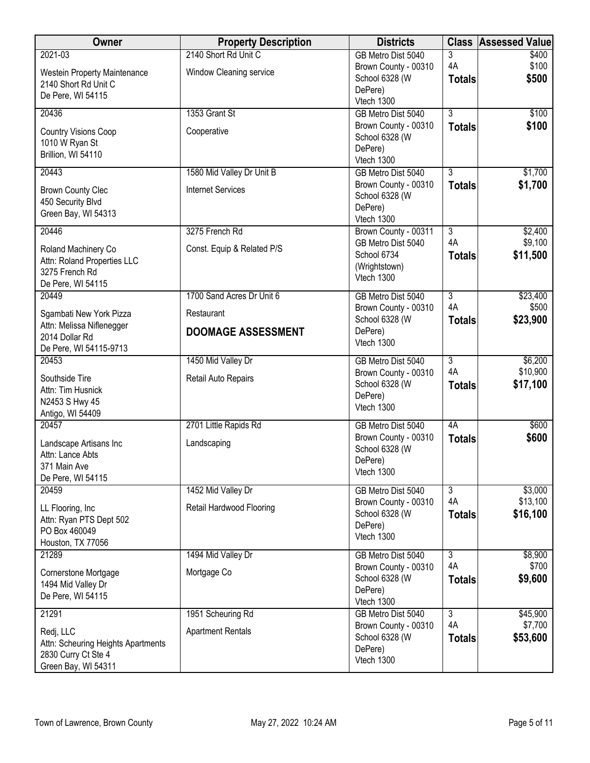| Owner | Property Description | Districts | Class | Assessed Value |
|---|---|---|---|---|
| 2021-03<br>Westein Property Maintenance<br>2140 Short Rd Unit C<br>De Pere, WI 54115 | 2140 Short Rd Unit C<br>Window Cleaning service | GB Metro Dist 5040<br>Brown County - 00310<br>School 6328 (W DePere)<br>Vtech 1300 | 3<br>4A<br>**Totals** | $400<br>$100<br>**$500** |
| 20436<br>Country Visions Coop<br>1010 W Ryan St<br>Brillion, WI 54110 | 1353 Grant St<br>Cooperative | GB Metro Dist 5040<br>Brown County - 00310<br>School 6328 (W DePere)<br>Vtech 1300 | 3<br>**Totals** | $100<br>**$100** |
| 20443<br>Brown County Clec<br>450 Security Blvd<br>Green Bay, WI 54313 | 1580 Mid Valley Dr Unit B<br>Internet Services | GB Metro Dist 5040<br>Brown County - 00310<br>School 6328 (W DePere)<br>Vtech 1300 | 3<br>**Totals** | $1,700<br>**$1,700** |
| 20446<br>Roland Machinery Co<br>Attn: Roland Properties LLC<br>3275 French Rd<br>De Pere, WI 54115 | 3275 French Rd<br>Const. Equip & Related P/S | Brown County - 00311<br>GB Metro Dist 5040<br>School 6734 (Wrightstown)<br>Vtech 1300 | 3<br>4A<br>**Totals** | $2,400<br>$9,100<br>**$11,500** |
| 20449<br>Sgambati New York Pizza<br>Attn: Melissa Niflenegger<br>2014 Dollar Rd<br>De Pere, WI 54115-9713 | 1700 Sand Acres Dr Unit 6<br>Restaurant<br>**DOOMAGE ASSESSMENT** | GB Metro Dist 5040<br>Brown County - 00310<br>School 6328 (W DePere)<br>Vtech 1300 | 3<br>4A<br>**Totals** | $23,400<br>$500<br>**$23,900** |
| 20453<br>Southside Tire<br>Attn: Tim Husnick<br>N2453 S Hwy 45<br>Antigo, WI 54409 | 1450 Mid Valley Dr<br>Retail Auto Repairs | GB Metro Dist 5040<br>Brown County - 00310<br>School 6328 (W DePere)<br>Vtech 1300 | 3<br>4A<br>**Totals** | $6,200<br>$10,900<br>**$17,100** |
| 20457<br>Landscape Artisans Inc<br>Attn: Lance Abts<br>371 Main Ave<br>De Pere, WI 54115 | 2701 Little Rapids Rd<br>Landscaping | GB Metro Dist 5040<br>Brown County - 00310<br>School 6328 (W DePere)<br>Vtech 1300 | 4A<br>**Totals** | $600<br>**$600** |
| 20459<br>LL Flooring, Inc<br>Attn: Ryan PTS Dept 502<br>PO Box 460049<br>Houston, TX 77056 | 1452 Mid Valley Dr<br>Retail Hardwood Flooring | GB Metro Dist 5040<br>Brown County - 00310<br>School 6328 (W DePere)<br>Vtech 1300 | 3<br>4A<br>**Totals** | $3,000<br>$13,100<br>**$16,100** |
| 21289<br>Cornerstone Mortgage<br>1494 Mid Valley Dr<br>De Pere, WI 54115 | 1494 Mid Valley Dr<br>Mortgage Co | GB Metro Dist 5040<br>Brown County - 00310<br>School 6328 (W DePere)<br>Vtech 1300 | 3<br>4A<br>**Totals** | $8,900<br>$700<br>**$9,600** |
| 21291<br>Redj, LLC<br>Attn: Scheuring Heights Apartments<br>2830 Curry Ct Ste 4<br>Green Bay, WI 54311 | 1951 Scheuring Rd<br>Apartment Rentals | GB Metro Dist 5040<br>Brown County - 00310<br>School 6328 (W DePere)<br>Vtech 1300 | 3<br>4A<br>**Totals** | $45,900<br>$7,700<br>**$53,600** |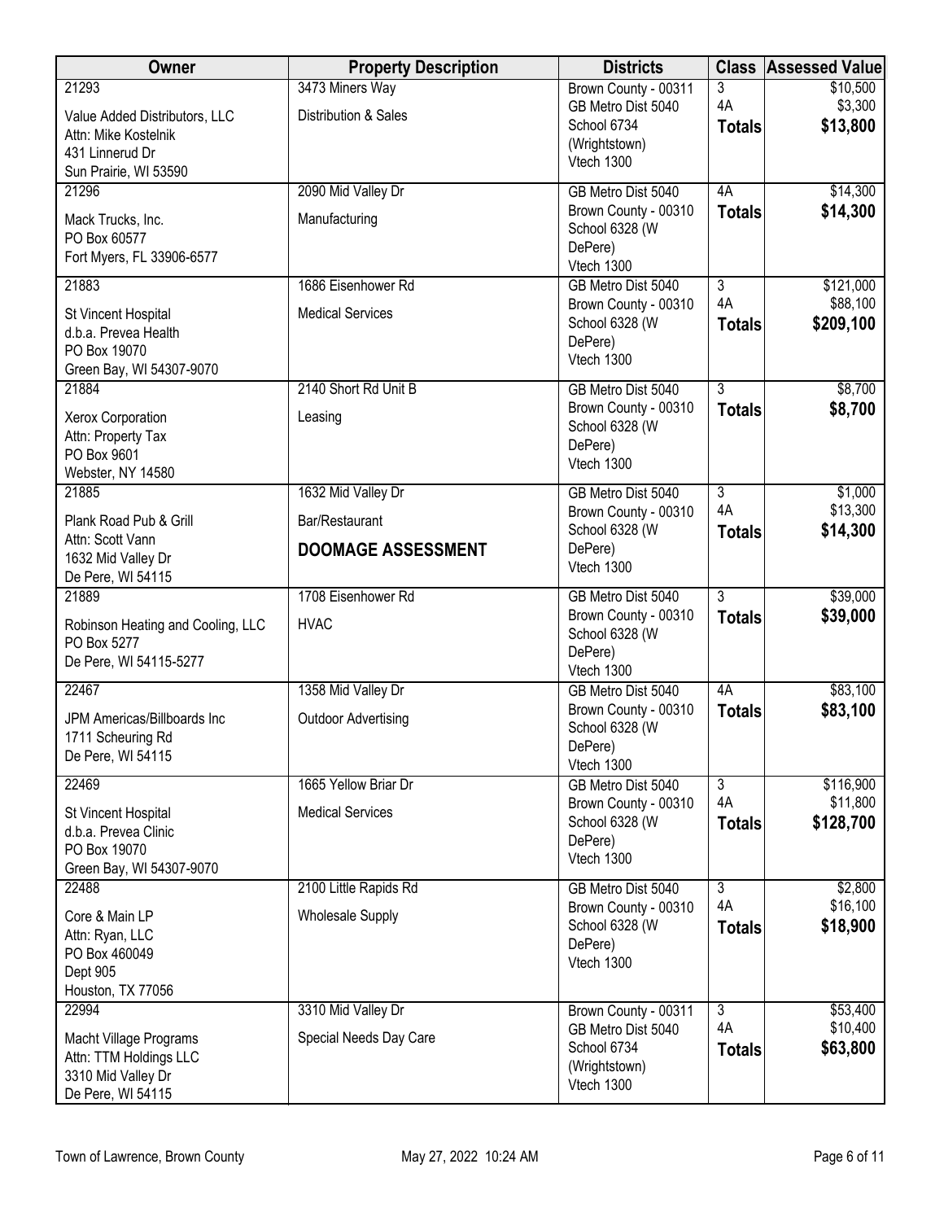| Owner | Property Description | Districts | Class | Assessed Value |
|---|---|---|---|---|
| 21293<br>Value Added Distributors, LLC<br>Attn: Mike Kostelnik<br>431 Linnerud Dr<br>Sun Prairie, WI 53590 | 3473 Miners Way<br>Distribution & Sales | Brown County - 00311<br>GB Metro Dist 5040<br>School 6734 (Wrightstown)<br>Vtech 1300 | 3<br>4A<br>**Totals** | $10,500<br>$3,300<br>**$13,800** |
| 21296<br>Mack Trucks, Inc.<br>PO Box 60577<br>Fort Myers, FL 33906-6577 | 2090 Mid Valley Dr<br>Manufacturing | GB Metro Dist 5040<br>Brown County - 00310<br>School 6328 (W DePere)<br>Vtech 1300 | 4A<br>**Totals** | $14,300<br>**$14,300** |
| 21883<br>St Vincent Hospital<br>d.b.a. Prevea Health<br>PO Box 19070<br>Green Bay, WI 54307-9070 | 1686 Eisenhower Rd<br>Medical Services | GB Metro Dist 5040<br>Brown County - 00310<br>School 6328 (W DePere)<br>Vtech 1300 | 3<br>4A<br>**Totals** | $121,000<br>$88,100<br>**$209,100** |
| 21884<br>Xerox Corporation<br>Attn: Property Tax<br>PO Box 9601<br>Webster, NY 14580 | 2140 Short Rd Unit B<br>Leasing | GB Metro Dist 5040<br>Brown County - 00310<br>School 6328 (W DePere)<br>Vtech 1300 | 3<br>**Totals** | $8,700<br>**$8,700** |
| 21885<br>Plank Road Pub & Grill<br>Attn: Scott Vann<br>1632 Mid Valley Dr<br>De Pere, WI 54115 | 1632 Mid Valley Dr<br>Bar/Restaurant<br>**DOOMAGE ASSESSMENT** | GB Metro Dist 5040<br>Brown County - 00310<br>School 6328 (W DePere)<br>Vtech 1300 | 3<br>4A<br>**Totals** | $1,000<br>$13,300<br>**$14,300** |
| 21889<br>Robinson Heating and Cooling, LLC<br>PO Box 5277<br>De Pere, WI 54115-5277 | 1708 Eisenhower Rd<br>HVAC | GB Metro Dist 5040<br>Brown County - 00310<br>School 6328 (W DePere)<br>Vtech 1300 | 3<br>**Totals** | $39,000<br>**$39,000** |
| 22467<br>JPM Americas/Billboards Inc<br>1711 Scheuring Rd<br>De Pere, WI 54115 | 1358 Mid Valley Dr<br>Outdoor Advertising | GB Metro Dist 5040<br>Brown County - 00310<br>School 6328 (W DePere)<br>Vtech 1300 | 4A<br>**Totals** | $83,100<br>**$83,100** |
| 22469<br>St Vincent Hospital<br>d.b.a. Prevea Clinic<br>PO Box 19070<br>Green Bay, WI 54307-9070 | 1665 Yellow Briar Dr<br>Medical Services | GB Metro Dist 5040<br>Brown County - 00310<br>School 6328 (W DePere)<br>Vtech 1300 | 3<br>4A<br>**Totals** | $116,900<br>$11,800<br>**$128,700** |
| 22488<br>Core & Main LP<br>Attn: Ryan, LLC<br>PO Box 460049<br>Dept 905<br>Houston, TX 77056 | 2100 Little Rapids Rd<br>Wholesale Supply | GB Metro Dist 5040<br>Brown County - 00310<br>School 6328 (W DePere)<br>Vtech 1300 | 3<br>4A<br>**Totals** | $2,800<br>$16,100<br>**$18,900** |
| 22994<br>Macht Village Programs<br>Attn: TTM Holdings LLC<br>3310 Mid Valley Dr<br>De Pere, WI 54115 | 3310 Mid Valley Dr<br>Special Needs Day Care | Brown County - 00311<br>GB Metro Dist 5040<br>School 6734 (Wrightstown)<br>Vtech 1300 | 3<br>4A<br>**Totals** | $53,400<br>$10,400<br>**$63,800** |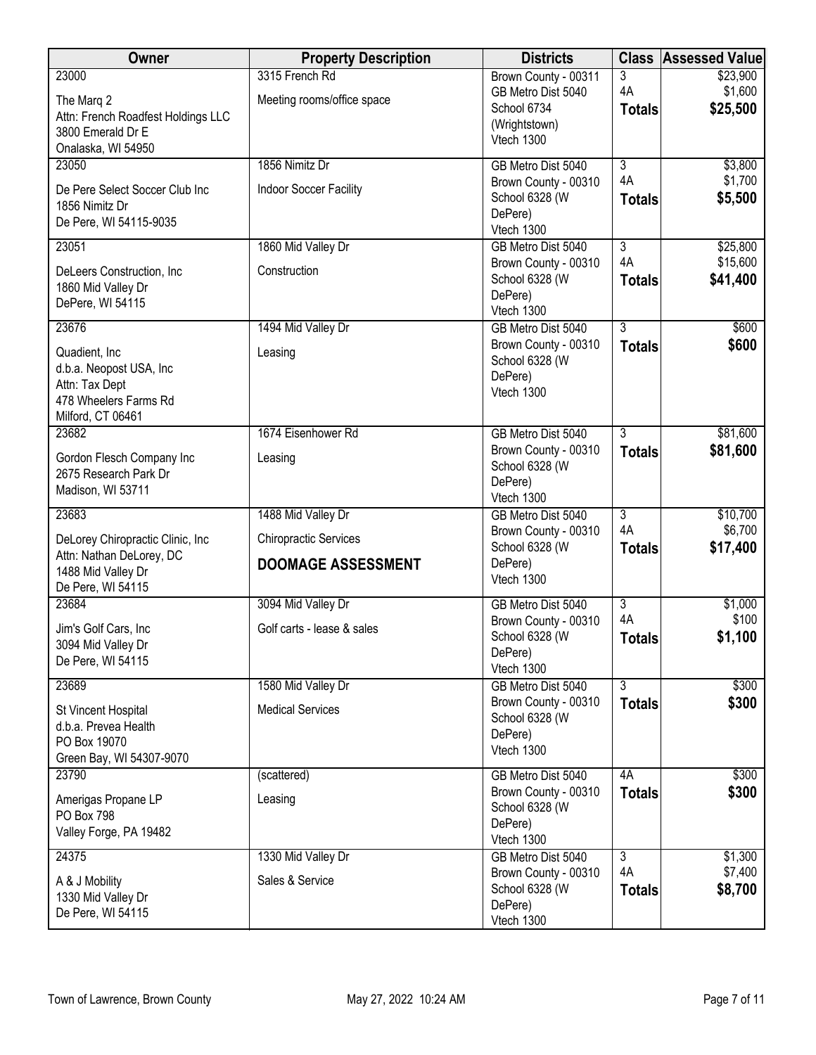| Owner | Property Description | Districts | Class | Assessed Value |
|---|---|---|---|---|
| 23000<br>The Marq 2<br>Attn: French Roadfest Holdings LLC<br>3800 Emerald Dr E<br>Onalaska, WI 54950 | 3315 French Rd<br>Meeting rooms/office space | Brown County - 00311<br>GB Metro Dist 5040<br>School 6734 (Wrightstown)<br>Vtech 1300 | 3<br>4A<br>**Totals** | $23,900<br>$1,600<br>**$25,500** |
| 23050<br>De Pere Select Soccer Club Inc<br>1856 Nimitz Dr<br>De Pere, WI 54115-9035 | 1856 Nimitz Dr<br>Indoor Soccer Facility | GB Metro Dist 5040<br>Brown County - 00310<br>School 6328 (W DePere)<br>Vtech 1300 | 3<br>4A<br>**Totals** | $3,800<br>$1,700<br>**$5,500** |
| 23051<br>DeLeers Construction, Inc<br>1860 Mid Valley Dr<br>DePere, WI 54115 | 1860 Mid Valley Dr<br>Construction | GB Metro Dist 5040<br>Brown County - 00310<br>School 6328 (W DePere)<br>Vtech 1300 | 3<br>4A<br>**Totals** | $25,800<br>$15,600<br>**$41,400** |
| 23676<br>Quadient, Inc<br>d.b.a. Neopost USA, Inc<br>Attn: Tax Dept<br>478 Wheelers Farms Rd<br>Milford, CT 06461 | 1494 Mid Valley Dr<br>Leasing | GB Metro Dist 5040<br>Brown County - 00310<br>School 6328 (W DePere)<br>Vtech 1300 | 3<br>**Totals** | $600<br>**$600** |
| 23682<br>Gordon Flesch Company Inc<br>2675 Research Park Dr<br>Madison, WI 53711 | 1674 Eisenhower Rd<br>Leasing | GB Metro Dist 5040<br>Brown County - 00310<br>School 6328 (W DePere)<br>Vtech 1300 | 3<br>**Totals** | $81,600<br>**$81,600** |
| 23683<br>DeLorey Chiropractic Clinic, Inc<br>Attn: Nathan DeLorey, DC<br>1488 Mid Valley Dr<br>De Pere, WI 54115 | 1488 Mid Valley Dr<br>Chiropractic Services<br>**DOOMAGE ASSESSMENT** | GB Metro Dist 5040<br>Brown County - 00310<br>School 6328 (W DePere)<br>Vtech 1300 | 3<br>4A<br>**Totals** | $10,700<br>$6,700<br>**$17,400** |
| 23684<br>Jim's Golf Cars, Inc<br>3094 Mid Valley Dr<br>De Pere, WI 54115 | 3094 Mid Valley Dr<br>Golf carts - lease & sales | GB Metro Dist 5040<br>Brown County - 00310<br>School 6328 (W DePere)<br>Vtech 1300 | 3<br>4A<br>**Totals** | $1,000<br>$100<br>**$1,100** |
| 23689<br>St Vincent Hospital<br>d.b.a. Prevea Health<br>PO Box 19070<br>Green Bay, WI 54307-9070 | 1580 Mid Valley Dr<br>Medical Services | GB Metro Dist 5040<br>Brown County - 00310<br>School 6328 (W DePere)<br>Vtech 1300 | 3<br>**Totals** | $300<br>**$300** |
| 23790<br>Amerigas Propane LP<br>PO Box 798<br>Valley Forge, PA 19482 | (scattered)<br>Leasing | GB Metro Dist 5040<br>Brown County - 00310<br>School 6328 (W DePere)<br>Vtech 1300 | 4A<br>**Totals** | $300<br>**$300** |
| 24375<br>A & J Mobility<br>1330 Mid Valley Dr<br>De Pere, WI 54115 | 1330 Mid Valley Dr<br>Sales & Service | GB Metro Dist 5040<br>Brown County - 00310<br>School 6328 (W DePere)<br>Vtech 1300 | 3<br>4A<br>**Totals** | $1,300<br>$7,400<br>**$8,700** |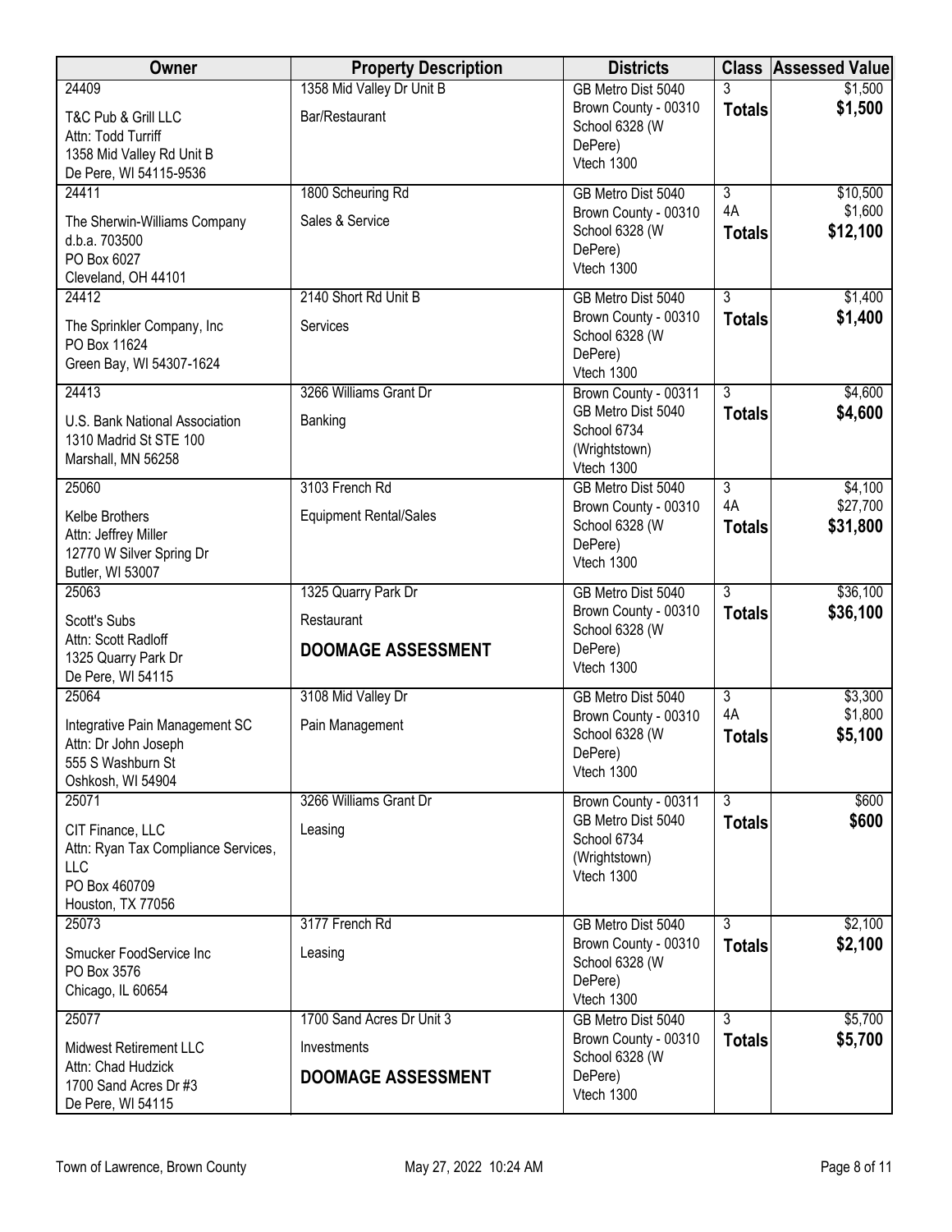| Owner | Property Description | Districts | Class | Assessed Value |
|---|---|---|---|---|
| 24409<br>T&C Pub & Grill LLC<br>Attn: Todd Turriff<br>1358 Mid Valley Rd Unit B<br>De Pere, WI 54115-9536 | 1358 Mid Valley Dr Unit B<br>Bar/Restaurant | GB Metro Dist 5040<br>Brown County - 00310<br>School 6328 (W DePere)<br>Vtech 1300 | 3<br>**Totals** | $1,500<br>**$1,500** |
| 24411<br>The Sherwin-Williams Company<br>d.b.a. 703500<br>PO Box 6027<br>Cleveland, OH 44101 | 1800 Scheuring Rd<br>Sales & Service | GB Metro Dist 5040<br>Brown County - 00310<br>School 6328 (W DePere)<br>Vtech 1300 | 3<br>4A<br>**Totals** | $10,500<br>$1,600<br>**$12,100** |
| 24412<br>The Sprinkler Company, Inc<br>PO Box 11624<br>Green Bay, WI 54307-1624 | 2140 Short Rd Unit B<br>Services | GB Metro Dist 5040<br>Brown County - 00310<br>School 6328 (W DePere)<br>Vtech 1300 | 3<br>**Totals** | $1,400<br>**$1,400** |
| 24413<br>U.S. Bank National Association<br>1310 Madrid St STE 100<br>Marshall, MN 56258 | 3266 Williams Grant Dr<br>Banking | Brown County - 00311<br>GB Metro Dist 5040<br>School 6734 (Wrightstown)<br>Vtech 1300 | 3<br>**Totals** | $4,600<br>**$4,600** |
| 25060<br>Kelbe Brothers<br>Attn: Jeffrey Miller<br>12770 W Silver Spring Dr<br>Butler, WI 53007 | 3103 French Rd<br>Equipment Rental/Sales | GB Metro Dist 5040<br>Brown County - 00310<br>School 6328 (W DePere)<br>Vtech 1300 | 3<br>4A<br>**Totals** | $4,100<br>$27,700<br>**$31,800** |
| 25063<br>Scott's Subs<br>Attn: Scott Radloff<br>1325 Quarry Park Dr<br>De Pere, WI 54115 | 1325 Quarry Park Dr<br>Restaurant<br>**DOOMAGE ASSESSMENT** | GB Metro Dist 5040<br>Brown County - 00310<br>School 6328 (W DePere)<br>Vtech 1300 | 3<br>**Totals** | $36,100<br>**$36,100** |
| 25064<br>Integrative Pain Management SC<br>Attn: Dr John Joseph<br>555 S Washburn St<br>Oshkosh, WI 54904 | 3108 Mid Valley Dr<br>Pain Management | GB Metro Dist 5040<br>Brown County - 00310<br>School 6328 (W DePere)<br>Vtech 1300 | 3<br>4A<br>**Totals** | $3,300<br>$1,800<br>**$5,100** |
| 25071<br>CIT Finance, LLC<br>Attn: Ryan Tax Compliance Services, LLC<br>PO Box 460709<br>Houston, TX 77056 | 3266 Williams Grant Dr<br>Leasing | Brown County - 00311<br>GB Metro Dist 5040<br>School 6734 (Wrightstown)<br>Vtech 1300 | 3<br>**Totals** | $600<br>**$600** |
| 25073<br>Smucker FoodService Inc<br>PO Box 3576<br>Chicago, IL 60654 | 3177 French Rd<br>Leasing | GB Metro Dist 5040<br>Brown County - 00310<br>School 6328 (W DePere)<br>Vtech 1300 | 3<br>**Totals** | $2,100<br>**$2,100** |
| 25077<br>Midwest Retirement LLC<br>Attn: Chad Hudzick<br>1700 Sand Acres Dr #3<br>De Pere, WI 54115 | 1700 Sand Acres Dr Unit 3<br>Investments<br>**DOOMAGE ASSESSMENT** | GB Metro Dist 5040<br>Brown County - 00310<br>School 6328 (W DePere)<br>Vtech 1300 | 3<br>**Totals** | $5,700<br>**$5,700** |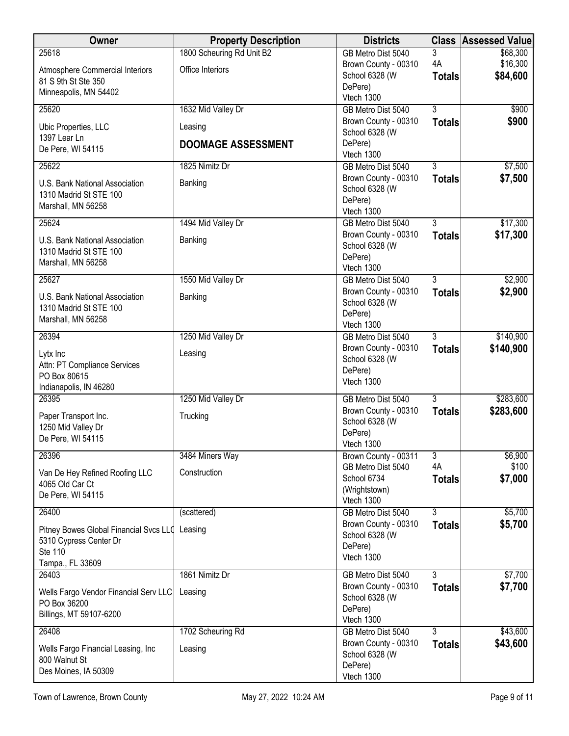| Owner | Property Description | Districts | Class | Assessed Value |
|---|---|---|---|---|
| 25618<br>Atmosphere Commercial Interiors<br>81 S 9th St Ste 350<br>Minneapolis, MN 54402 | 1800 Scheuring Rd Unit B2<br>Office Interiors | GB Metro Dist 5040<br>Brown County - 00310<br>School 6328 (W DePere)<br>Vtech 1300 | 3<br>4A<br>**Totals** | $68,300<br>$16,300<br>**$84,600** |
| 25620<br>Ubic Properties, LLC<br>1397 Lear Ln<br>De Pere, WI 54115 | 1632 Mid Valley Dr<br>Leasing<br>**DOOMAGE ASSESSMENT** | GB Metro Dist 5040<br>Brown County - 00310<br>School 6328 (W DePere)<br>Vtech 1300 | 3<br>**Totals** | $900<br>**$900** |
| 25622<br>U.S. Bank National Association<br>1310 Madrid St STE 100<br>Marshall, MN 56258 | 1825 Nimitz Dr<br>Banking | GB Metro Dist 5040<br>Brown County - 00310<br>School 6328 (W DePere)<br>Vtech 1300 | 3<br>**Totals** | $7,500<br>**$7,500** |
| 25624<br>U.S. Bank National Association<br>1310 Madrid St STE 100<br>Marshall, MN 56258 | 1494 Mid Valley Dr<br>Banking | GB Metro Dist 5040<br>Brown County - 00310<br>School 6328 (W DePere)<br>Vtech 1300 | 3<br>**Totals** | $17,300<br>**$17,300** |
| 25627<br>U.S. Bank National Association<br>1310 Madrid St STE 100<br>Marshall, MN 56258 | 1550 Mid Valley Dr<br>Banking | GB Metro Dist 5040<br>Brown County - 00310<br>School 6328 (W DePere)<br>Vtech 1300 | 3<br>**Totals** | $2,900<br>**$2,900** |
| 26394<br>Lytx Inc<br>Attn: PT Compliance Services<br>PO Box 80615<br>Indianapolis, IN 46280 | 1250 Mid Valley Dr<br>Leasing | GB Metro Dist 5040<br>Brown County - 00310<br>School 6328 (W DePere)<br>Vtech 1300 | 3<br>**Totals** | $140,900<br>**$140,900** |
| 26395<br>Paper Transport Inc.<br>1250 Mid Valley Dr<br>De Pere, WI 54115 | 1250 Mid Valley Dr<br>Trucking | GB Metro Dist 5040<br>Brown County - 00310<br>School 6328 (W DePere)<br>Vtech 1300 | 3<br>**Totals** | $283,600<br>**$283,600** |
| 26396<br>Van De Hey Refined Roofing LLC<br>4065 Old Car Ct<br>De Pere, WI 54115 | 3484 Miners Way<br>Construction | Brown County - 00311<br>GB Metro Dist 5040<br>School 6734 (Wrightstown)<br>Vtech 1300 | 3<br>4A<br>**Totals** | $6,900<br>$100<br>**$7,000** |
| 26400<br>Pitney Bowes Global Financial Svcs LLC<br>5310 Cypress Center Dr<br>Ste 110<br>Tampa., FL 33609 | (scattered)<br>Leasing | GB Metro Dist 5040<br>Brown County - 00310<br>School 6328 (W DePere)<br>Vtech 1300 | 3<br>**Totals** | $5,700<br>**$5,700** |
| 26403<br>Wells Fargo Vendor Financial Serv LLC<br>PO Box 36200<br>Billings, MT 59107-6200 | 1861 Nimitz Dr<br>Leasing | GB Metro Dist 5040<br>Brown County - 00310<br>School 6328 (W DePere)<br>Vtech 1300 | 3<br>**Totals** | $7,700<br>**$7,700** |
| 26408<br>Wells Fargo Financial Leasing, Inc<br>800 Walnut St<br>Des Moines, IA 50309 | 1702 Scheuring Rd<br>Leasing | GB Metro Dist 5040<br>Brown County - 00310<br>School 6328 (W DePere)<br>Vtech 1300 | 3<br>**Totals** | $43,600<br>**$43,600** |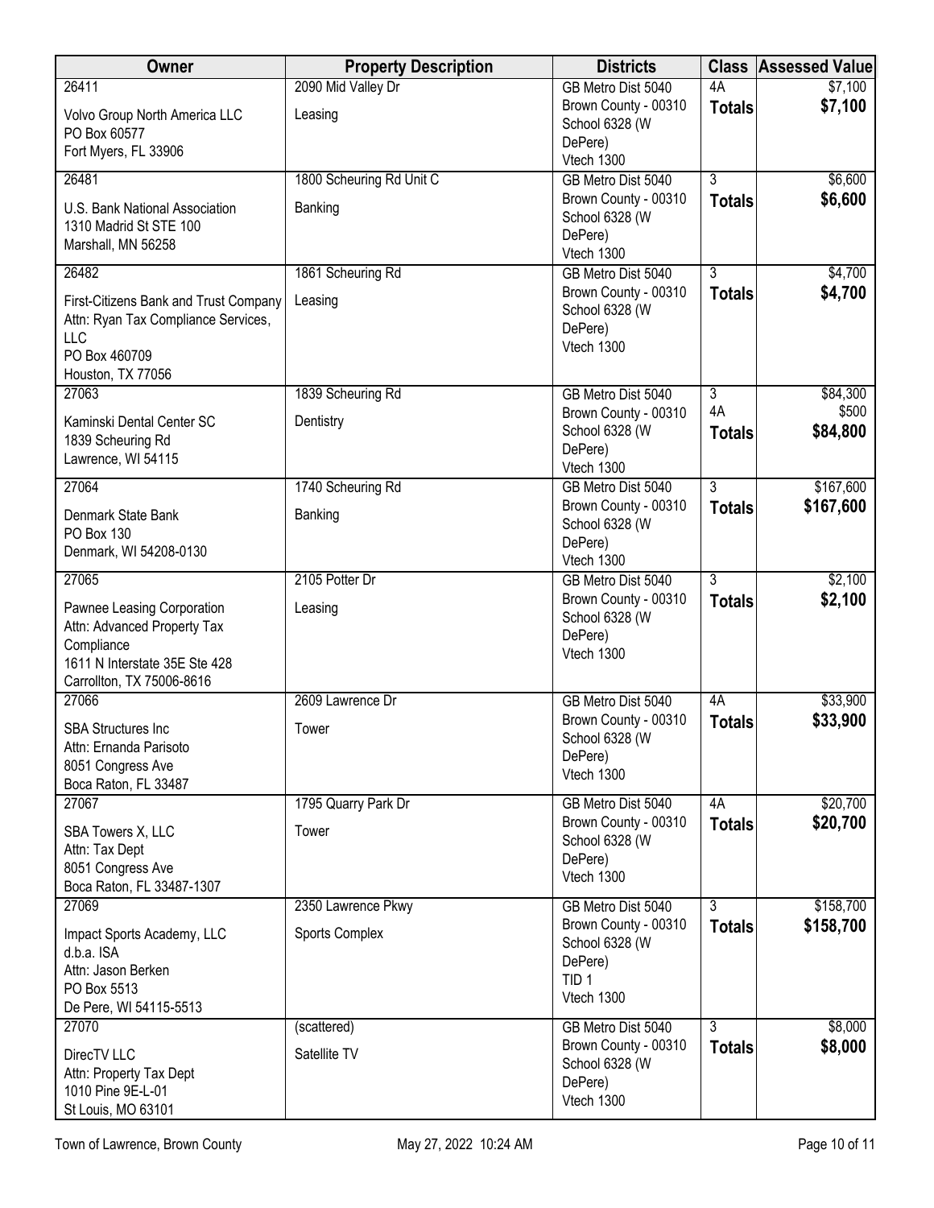| Owner | Property Description | Districts | Class | Assessed Value |
|---|---|---|---|---|
| 26411<br>Volvo Group North America LLC<br>PO Box 60577<br>Fort Myers, FL 33906 | 2090 Mid Valley Dr<br>Leasing | GB Metro Dist 5040<br>Brown County - 00310<br>School 6328 (W DePere)<br>Vtech 1300 | 4A<br>**Totals** | $7,100<br>**$7,100** |
| 26481<br>U.S. Bank National Association<br>1310 Madrid St STE 100<br>Marshall, MN 56258 | 1800 Scheuring Rd Unit C<br>Banking | GB Metro Dist 5040<br>Brown County - 00310<br>School 6328 (W DePere)<br>Vtech 1300 | 3<br>**Totals** | $6,600<br>**$6,600** |
| 26482<br>First-Citizens Bank and Trust Company<br>Attn: Ryan Tax Compliance Services, LLC<br>PO Box 460709<br>Houston, TX 77056 | 1861 Scheuring Rd<br>Leasing | GB Metro Dist 5040<br>Brown County - 00310<br>School 6328 (W DePere)<br>Vtech 1300 | 3<br>**Totals** | $4,700<br>**$4,700** |
| 27063<br>Kaminski Dental Center SC<br>1839 Scheuring Rd<br>Lawrence, WI 54115 | 1839 Scheuring Rd<br>Dentistry | GB Metro Dist 5040<br>Brown County - 00310<br>School 6328 (W DePere)<br>Vtech 1300 | 3<br>4A<br>**Totals** | $84,300<br>$500<br>**$84,800** |
| 27064<br>Denmark State Bank<br>PO Box 130<br>Denmark, WI 54208-0130 | 1740 Scheuring Rd<br>Banking | GB Metro Dist 5040<br>Brown County - 00310<br>School 6328 (W DePere)<br>Vtech 1300 | 3<br>**Totals** | $167,600<br>**$167,600** |
| 27065<br>Pawnee Leasing Corporation<br>Attn: Advanced Property Tax Compliance<br>1611 N Interstate 35E Ste 428<br>Carrollton, TX 75006-8616 | 2105 Potter Dr<br>Leasing | GB Metro Dist 5040<br>Brown County - 00310<br>School 6328 (W DePere)<br>Vtech 1300 | 3<br>**Totals** | $2,100<br>**$2,100** |
| 27066<br>SBA Structures Inc<br>Attn: Ernanda Parisoto<br>8051 Congress Ave<br>Boca Raton, FL 33487 | 2609 Lawrence Dr<br>Tower | GB Metro Dist 5040<br>Brown County - 00310<br>School 6328 (W DePere)<br>Vtech 1300 | 4A<br>**Totals** | $33,900<br>**$33,900** |
| 27067<br>SBA Towers X, LLC<br>Attn: Tax Dept<br>8051 Congress Ave<br>Boca Raton, FL 33487-1307 | 1795 Quarry Park Dr<br>Tower | GB Metro Dist 5040<br>Brown County - 00310<br>School 6328 (W DePere)<br>Vtech 1300 | 4A<br>**Totals** | $20,700<br>**$20,700** |
| 27069<br>Impact Sports Academy, LLC<br>d.b.a. ISA<br>Attn: Jason Berken<br>PO Box 5513<br>De Pere, WI 54115-5513 | 2350 Lawrence Pkwy<br>Sports Complex | GB Metro Dist 5040<br>Brown County - 00310<br>School 6328 (W DePere)<br>TID 1<br>Vtech 1300 | 3<br>**Totals** | $158,700<br>**$158,700** |
| 27070<br>DirecTV LLC<br>Attn: Property Tax Dept<br>1010 Pine 9E-L-01<br>St Louis, MO 63101 | (scattered)<br>Satellite TV | GB Metro Dist 5040<br>Brown County - 00310<br>School 6328 (W DePere)<br>Vtech 1300 | 3<br>**Totals** | $8,000<br>**$8,000** |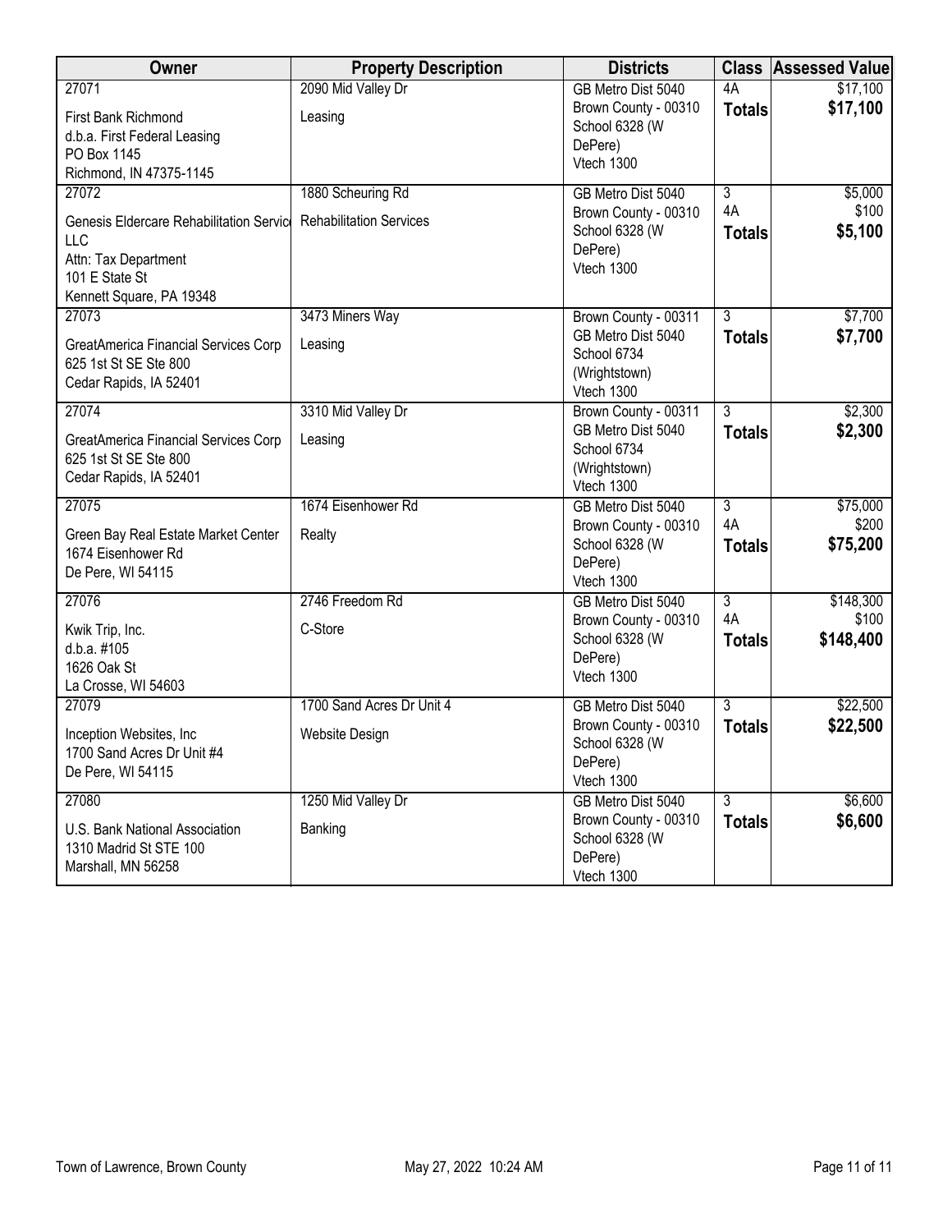| Owner | Property Description | Districts | Class | Assessed Value |
|---|---|---|---|---|
| 27071<br>First Bank Richmond<br>d.b.a. First Federal Leasing<br>PO Box 1145<br>Richmond, IN 47375-1145 | 2090 Mid Valley Dr<br>Leasing | GB Metro Dist 5040<br>Brown County - 00310<br>School 6328 (W DePere)<br>Vtech 1300 | 4A<br>**Totals** | $17,100<br>**$17,100** |
| 27072<br>Genesis Eldercare Rehabilitation Servic LLC<br>Attn: Tax Department<br>101 E State St<br>Kennett Square, PA 19348 | 1880 Scheuring Rd<br>Rehabilitation Services | GB Metro Dist 5040<br>Brown County - 00310<br>School 6328 (W DePere)<br>Vtech 1300 | 3<br>4A<br>**Totals** | $5,000<br>$100<br>**$5,100** |
| 27073<br>GreatAmerica Financial Services Corp<br>625 1st St SE Ste 800<br>Cedar Rapids, IA 52401 | 3473 Miners Way<br>Leasing | Brown County - 00311<br>GB Metro Dist 5040<br>School 6734 (Wrightstown)<br>Vtech 1300 | 3<br>**Totals** | $7,700<br>**$7,700** |
| 27074<br>GreatAmerica Financial Services Corp<br>625 1st St SE Ste 800<br>Cedar Rapids, IA 52401 | 3310 Mid Valley Dr<br>Leasing | Brown County - 00311<br>GB Metro Dist 5040<br>School 6734 (Wrightstown)<br>Vtech 1300 | 3<br>**Totals** | $2,300<br>**$2,300** |
| 27075<br>Green Bay Real Estate Market Center<br>1674 Eisenhower Rd<br>De Pere, WI 54115 | 1674 Eisenhower Rd<br>Realty | GB Metro Dist 5040<br>Brown County - 00310<br>School 6328 (W DePere)<br>Vtech 1300 | 3<br>4A<br>**Totals** | $75,000<br>$200<br>**$75,200** |
| 27076<br>Kwik Trip, Inc.<br>d.b.a. #105<br>1626 Oak St<br>La Crosse, WI 54603 | 2746 Freedom Rd<br>C-Store | GB Metro Dist 5040<br>Brown County - 00310<br>School 6328 (W DePere)<br>Vtech 1300 | 3<br>4A<br>**Totals** | $148,300<br>$100<br>**$148,400** |
| 27079<br>Inception Websites, Inc<br>1700 Sand Acres Dr Unit #4<br>De Pere, WI 54115 | 1700 Sand Acres Dr Unit 4<br>Website Design | GB Metro Dist 5040<br>Brown County - 00310<br>School 6328 (W DePere)<br>Vtech 1300 | 3<br>**Totals** | $22,500<br>**$22,500** |
| 27080<br>U.S. Bank National Association<br>1310 Madrid St STE 100<br>Marshall, MN 56258 | 1250 Mid Valley Dr<br>Banking | GB Metro Dist 5040<br>Brown County - 00310<br>School 6328 (W DePere)<br>Vtech 1300 | 3<br>**Totals** | $6,600<br>**$6,600** |